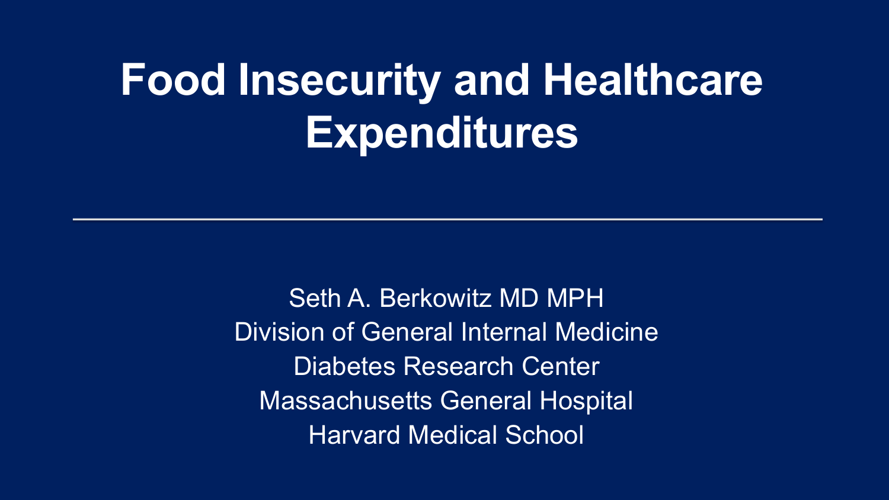# Food Insecurity and Healthcare Expenditures

---

Seth A. Berkowitz MD MPH

Division of General Internal Medicine

Diabetes Research Center

Massachusetts General Hospital

Harvard Medical School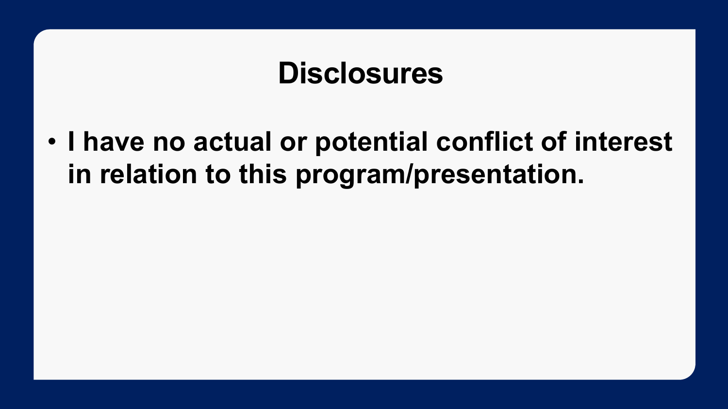# Disclosures

- **I have no actual or potential conflict of interest in relation to this program/presentation.**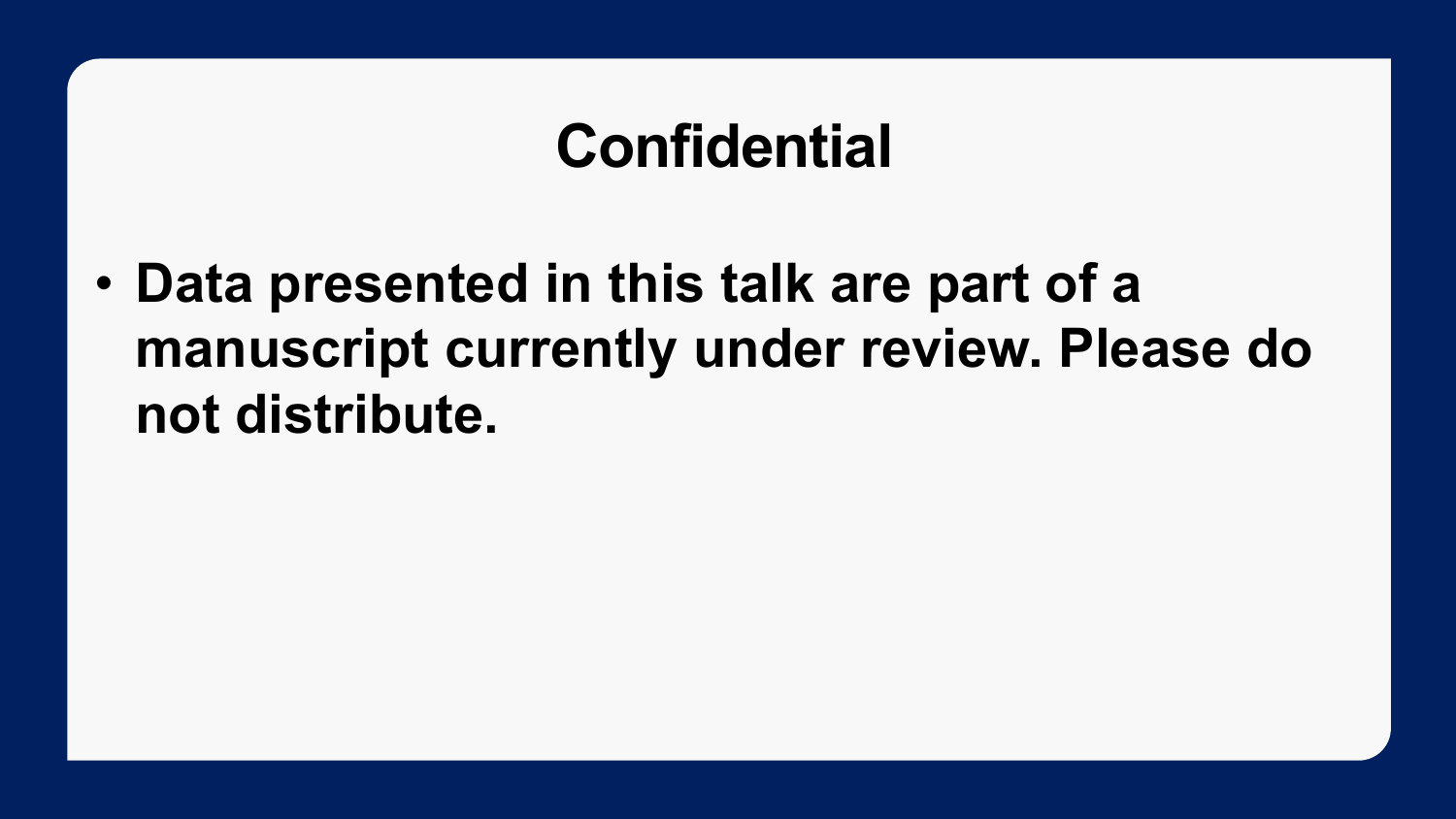# Confidential

- **Data presented in this talk are part of a manuscript currently under review. Please do not distribute.**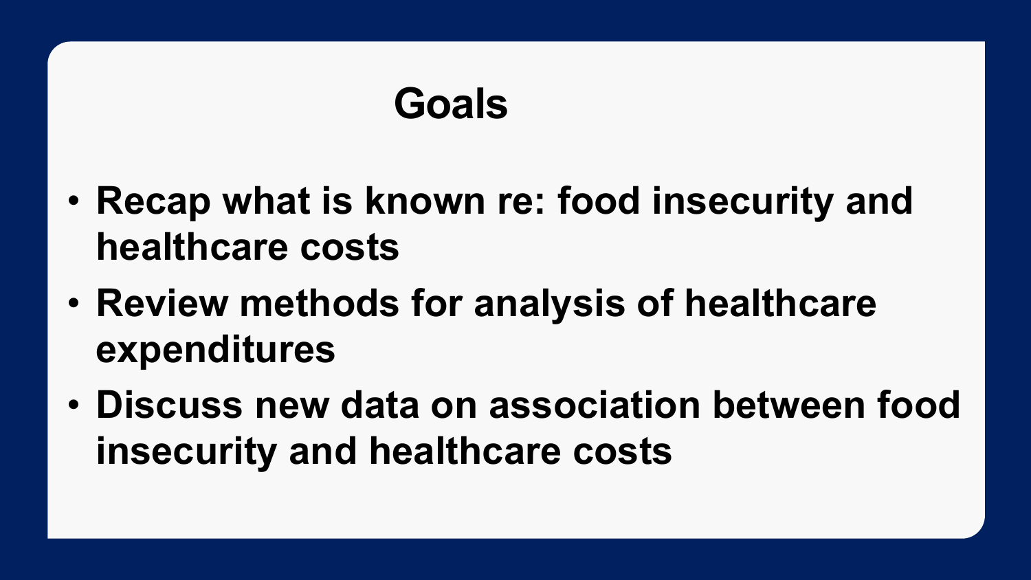# Goals

- Recap what is known re: food insecurity and healthcare costs
- Review methods for analysis of healthcare expenditures
- Discuss new data on association between food insecurity and healthcare costs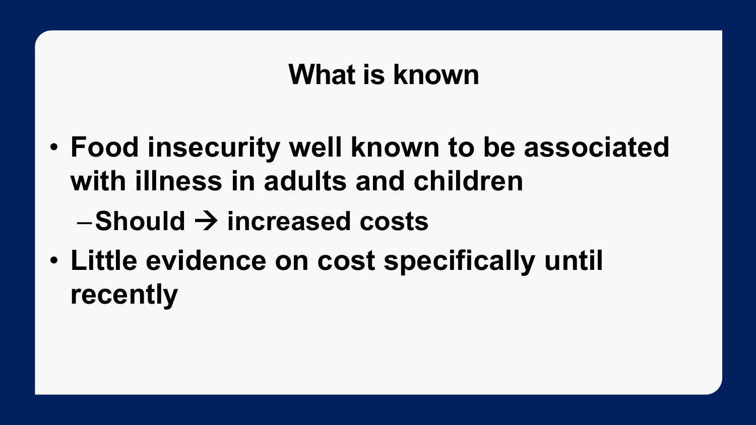# What is known

- **Food insecurity well known to be associated with illness in adults and children**
  - **Should → increased costs**
- **Little evidence on cost specifically until recently**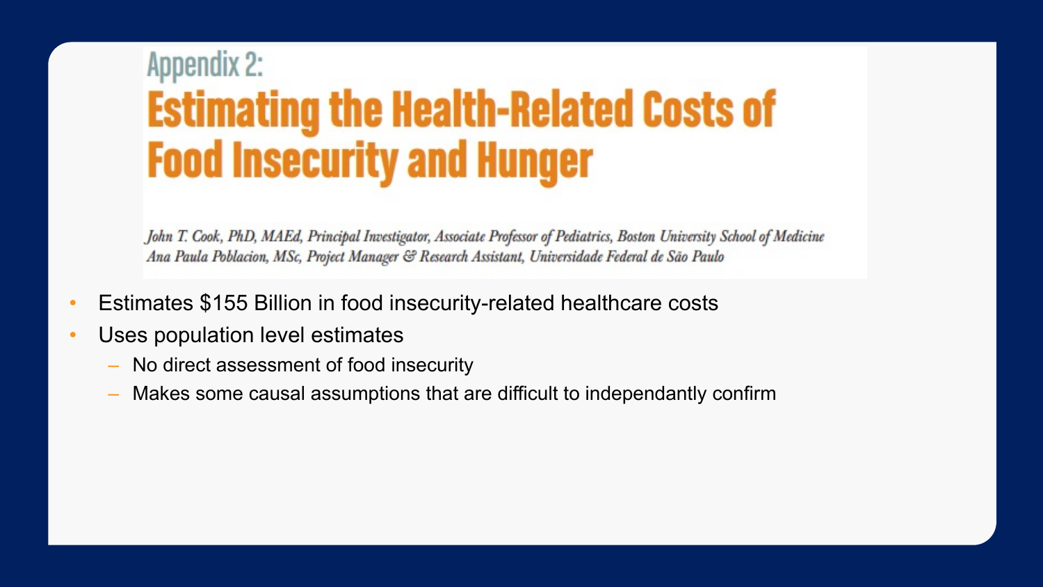Appendix 2:

# Estimating the Health-Related Costs of Food Insecurity and Hunger

*John T. Cook, PhD, MAEd, Principal Investigator, Associate Professor of Pediatrics, Boston University School of Medicine*
*Ana Paula Poblacion, MSc, Project Manager & Research Assistant, Universidade Federal de São Paulo*

- Estimates $155 Billion in food insecurity-related healthcare costs
- Uses population level estimates
  - No direct assessment of food insecurity
  - Makes some causal assumptions that are difficult to independantly confirm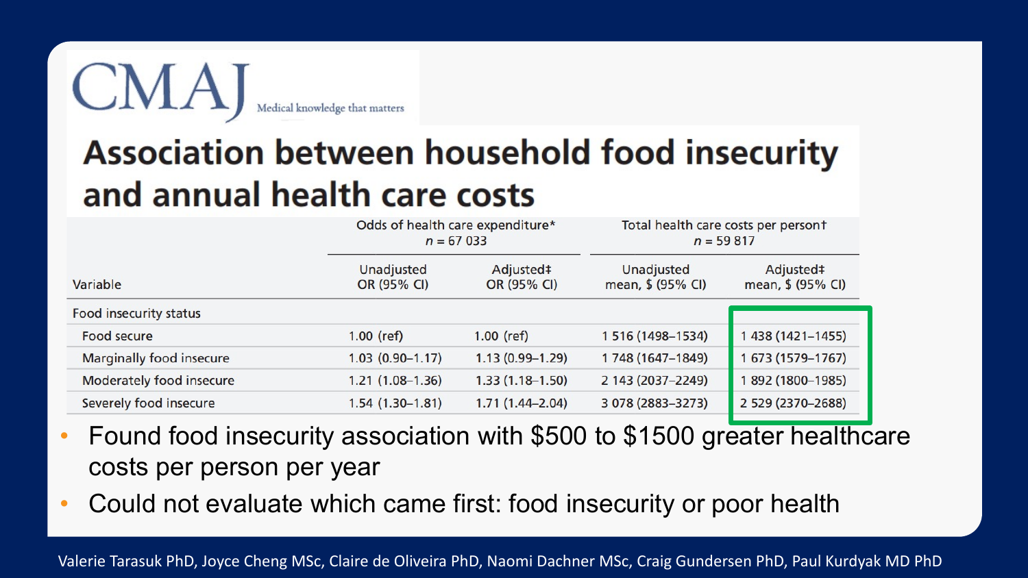CMAJ Medical knowledge that matters

# Association between household food insecurity and annual health care costs

| Variable | Odds of health care expenditure* n = 67 033 | | Total health care costs per person† n = 59 817 | |
|---|---|---|---|---|
| | Unadjusted OR (95% CI) | Adjusted‡ OR (95% CI) | Unadjusted mean, $ (95% CI) | Adjusted‡ mean, $ (95% CI) |
| Food insecurity status | | | | |
| Food secure | 1.00 (ref) | 1.00 (ref) | 1 516 (1498–1534) | 1 438 (1421–1455) |
| Marginally food insecure | 1.03 (0.90–1.17) | 1.13 (0.99–1.29) | 1 748 (1647–1849) | 1 673 (1579–1767) |
| Moderately food insecure | 1.21 (1.08–1.36) | 1.33 (1.18–1.50) | 2 143 (2037–2249) | 1 892 (1800–1985) |
| Severely food insecure | 1.54 (1.30–1.81) | 1.71 (1.44–2.04) | 3 078 (2883–3273) | 2 529 (2370–2688) |

- Found food insecurity association with $500 to $1500 greater healthcare costs per person per year
- Could not evaluate which came first: food insecurity or poor health

Valerie Tarasuk PhD, Joyce Cheng MSc, Claire de Oliveira PhD, Naomi Dachner MSc, Craig Gundersen PhD, Paul Kurdyak MD PhD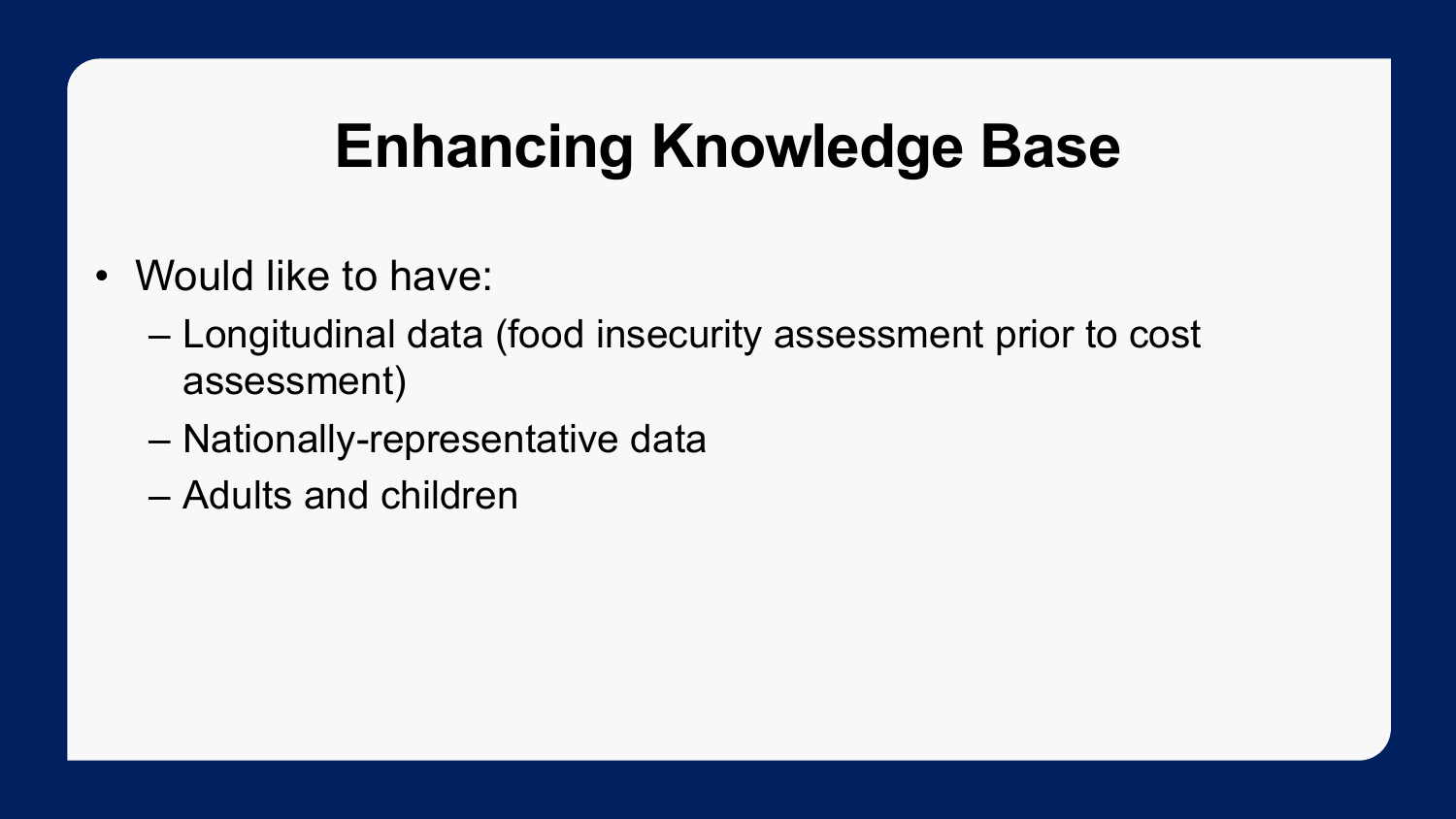# Enhancing Knowledge Base

- Would like to have:
  - Longitudinal data (food insecurity assessment prior to cost assessment)
  - Nationally-representative data
  - Adults and children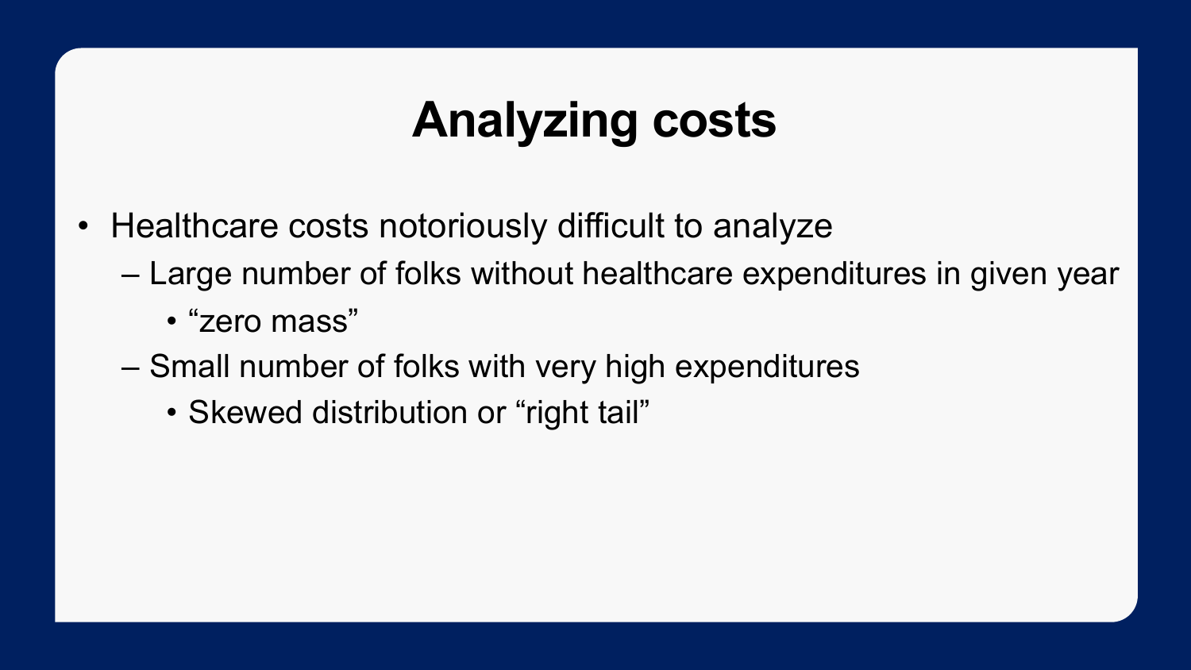# Analyzing costs

- Healthcare costs notoriously difficult to analyze
  - Large number of folks without healthcare expenditures in given year
    - “zero mass”
  - Small number of folks with very high expenditures
    - Skewed distribution or “right tail”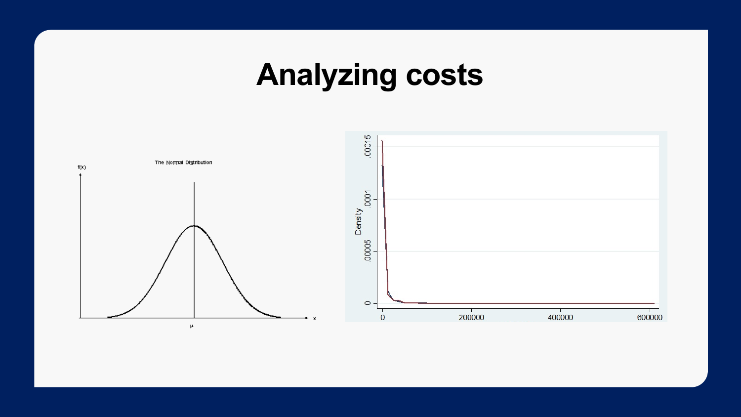# Analyzing costs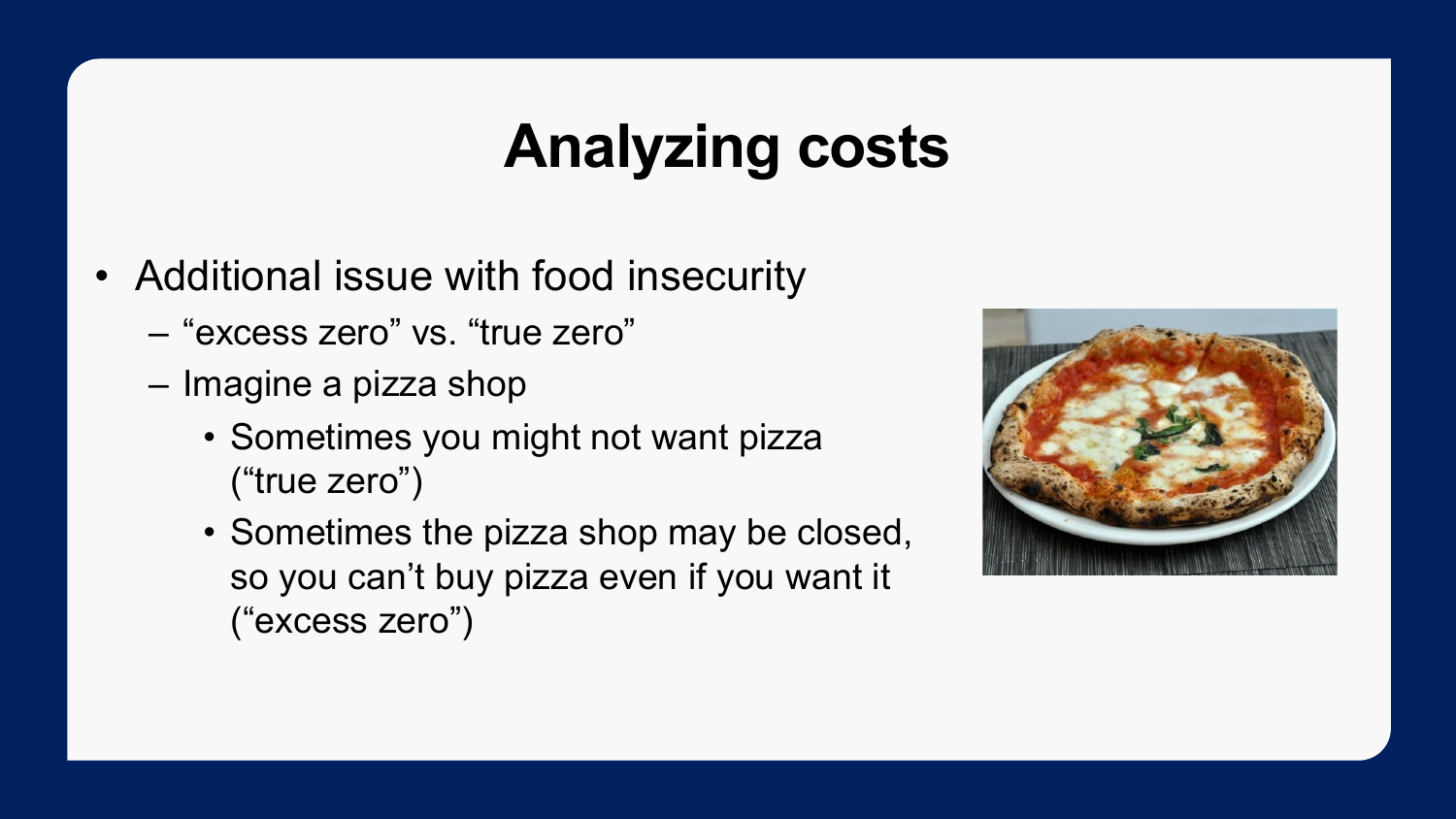# Analyzing costs

- Additional issue with food insecurity
  - "excess zero" vs. "true zero"
  - Imagine a pizza shop
    - Sometimes you might not want pizza ("true zero")
    - Sometimes the pizza shop may be closed, so you can't buy pizza even if you want it ("excess zero")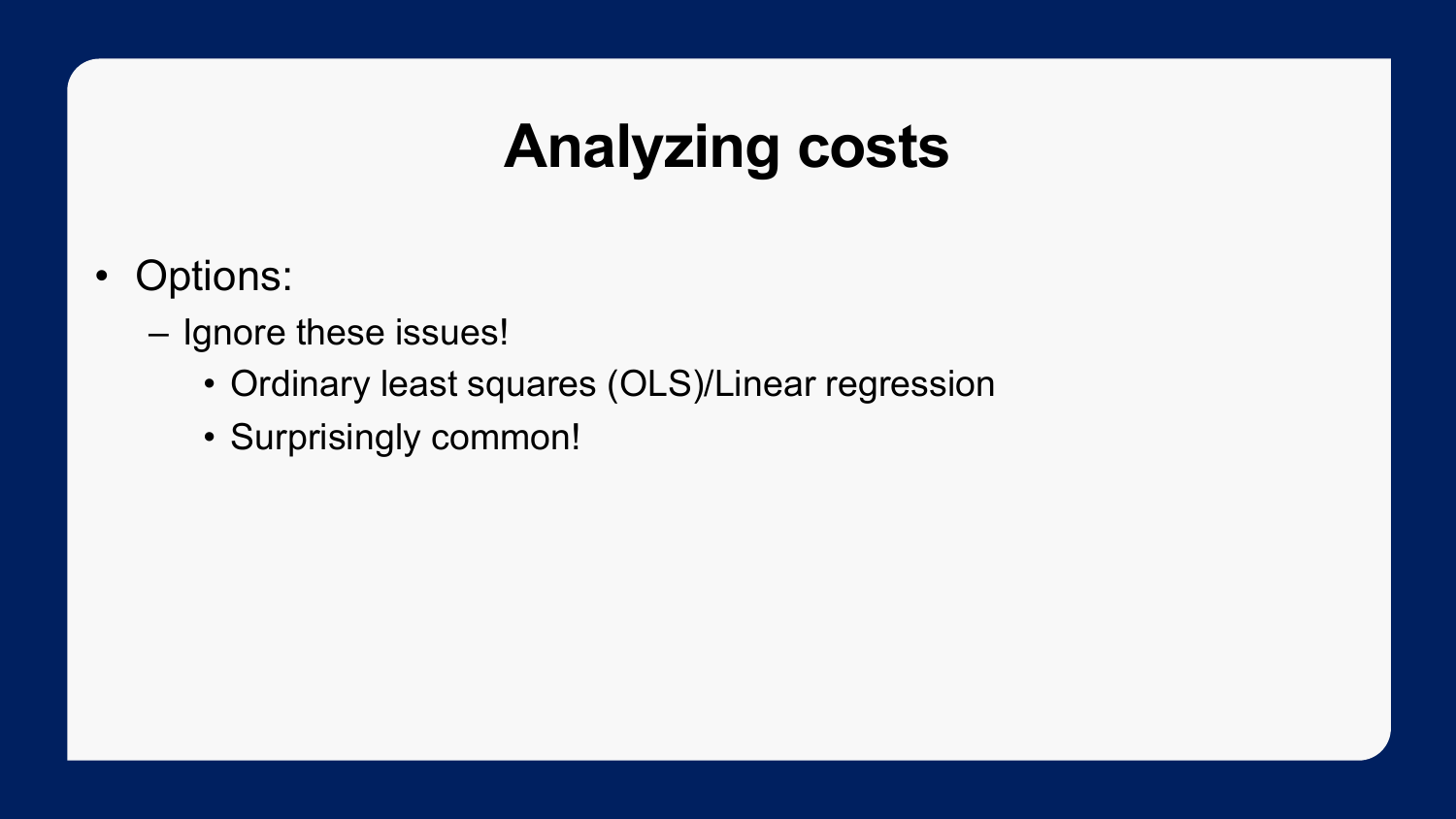# Analyzing costs

- Options:
  - Ignore these issues!
    - Ordinary least squares (OLS)/Linear regression
    - Surprisingly common!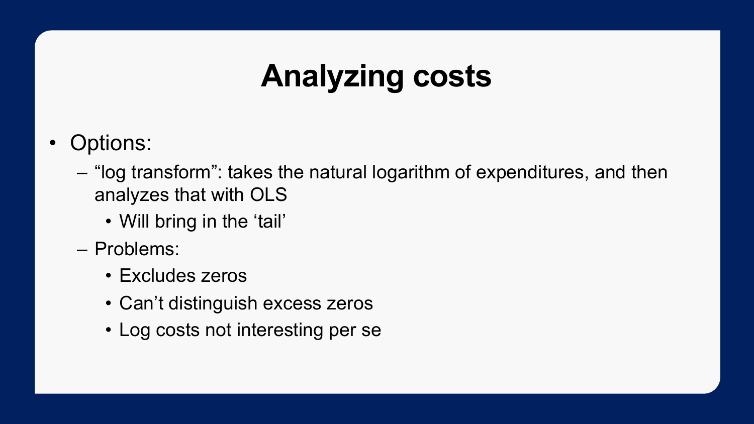# Analyzing costs

- Options:
  - "log transform": takes the natural logarithm of expenditures, and then analyzes that with OLS
    - Will bring in the 'tail'
  - Problems:
    - Excludes zeros
    - Can't distinguish excess zeros
    - Log costs not interesting per se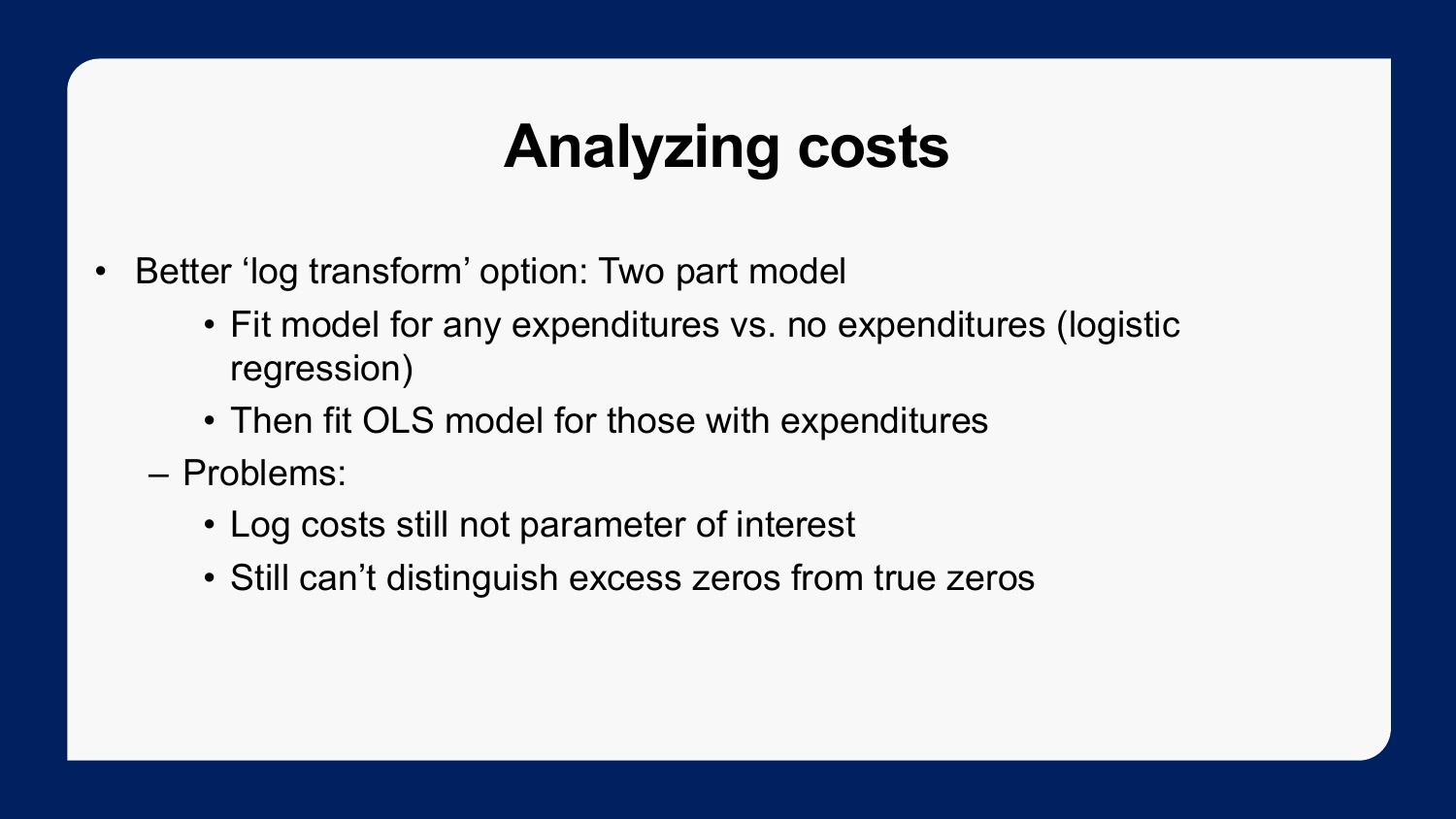# Analyzing costs

- Better ‘log transform’ option: Two part model
  - Fit model for any expenditures vs. no expenditures (logistic regression)
  - Then fit OLS model for those with expenditures
  - Problems:
    - Log costs still not parameter of interest
    - Still can’t distinguish excess zeros from true zeros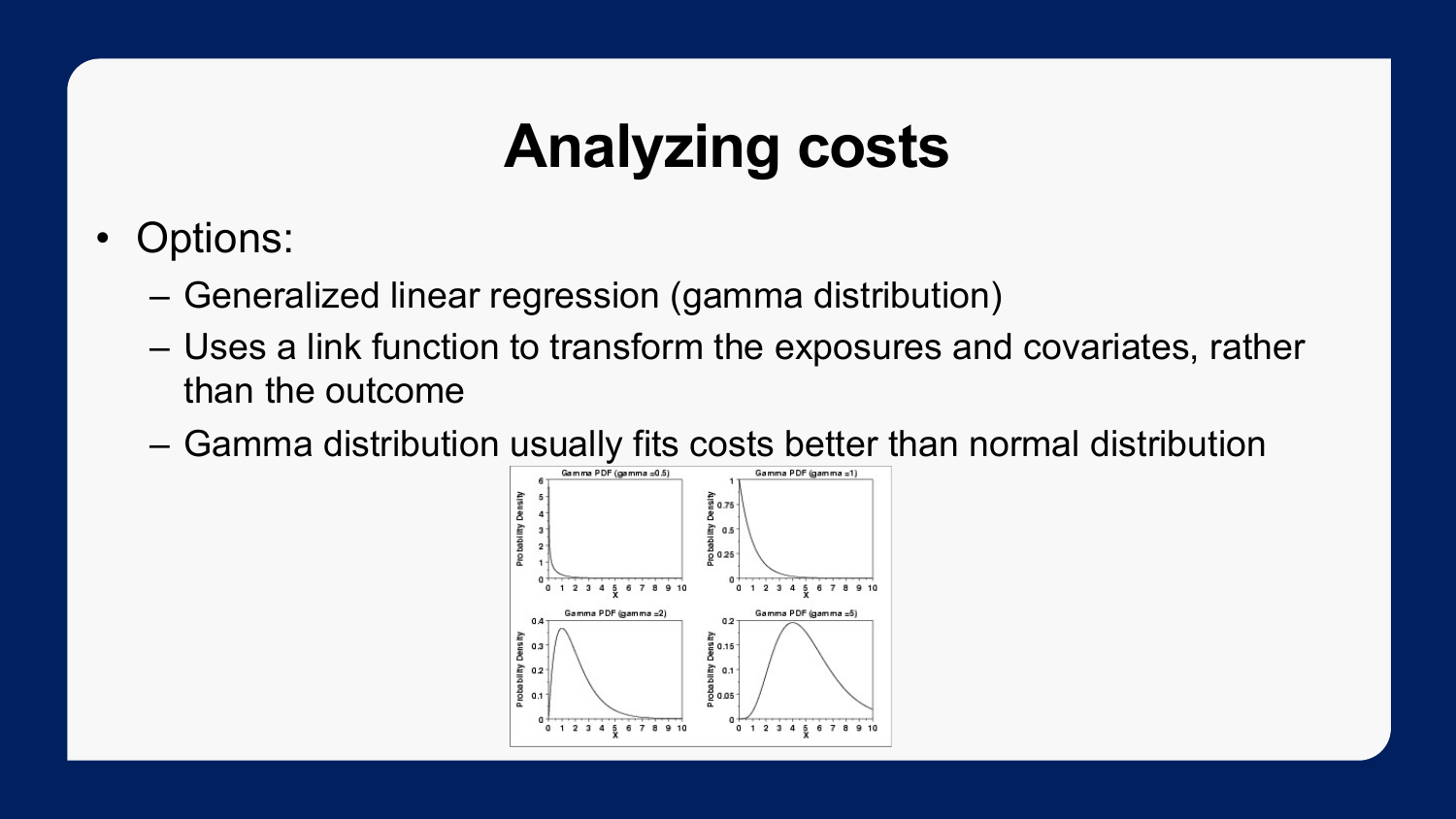# Analyzing costs

- Options:
  - Generalized linear regression (gamma distribution)
  - Uses a link function to transform the exposures and covariates, rather than the outcome
  - Gamma distribution usually fits costs better than normal distribution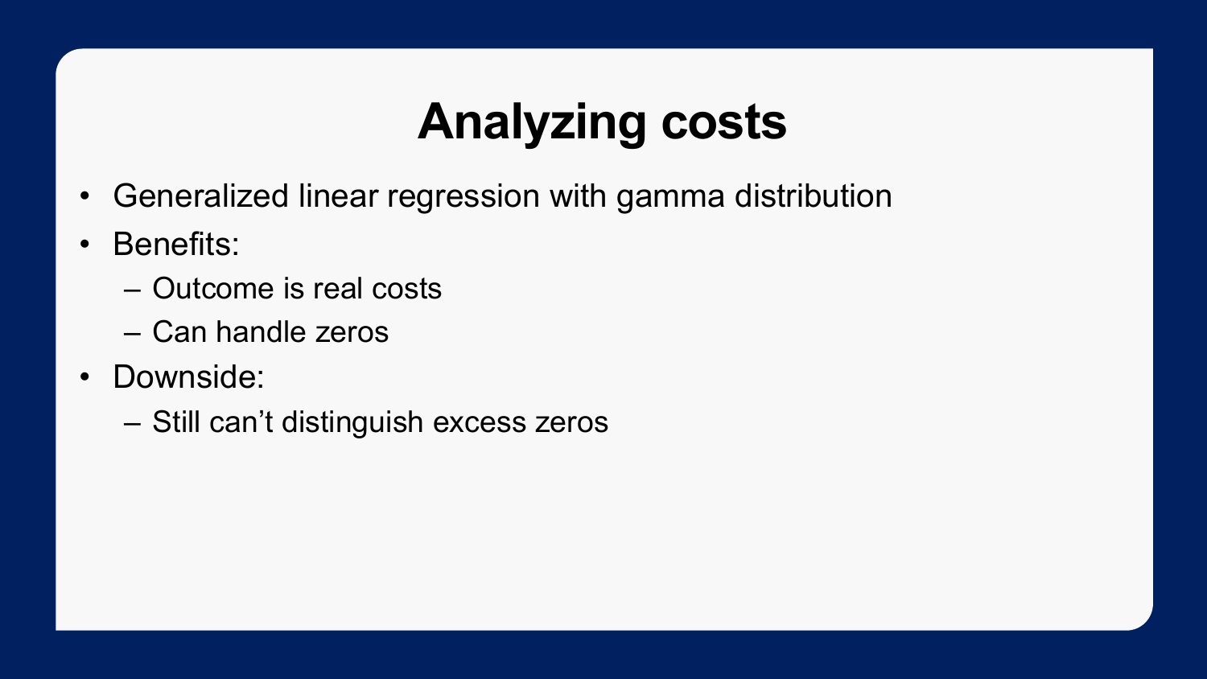# Analyzing costs

- Generalized linear regression with gamma distribution
- Benefits:
  - Outcome is real costs
  - Can handle zeros
- Downside:
  - Still can't distinguish excess zeros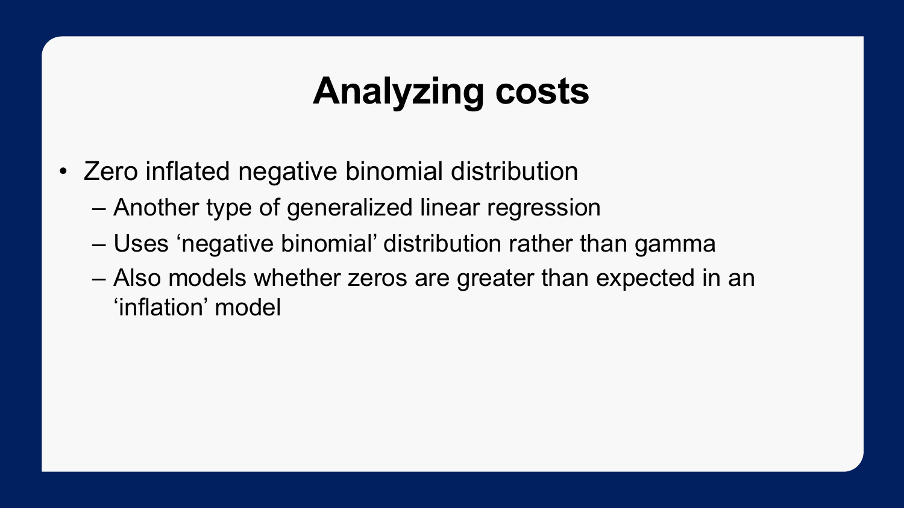# Analyzing costs

- Zero inflated negative binomial distribution
  - Another type of generalized linear regression
  - Uses ‘negative binomial’ distribution rather than gamma
  - Also models whether zeros are greater than expected in an ‘inflation’ model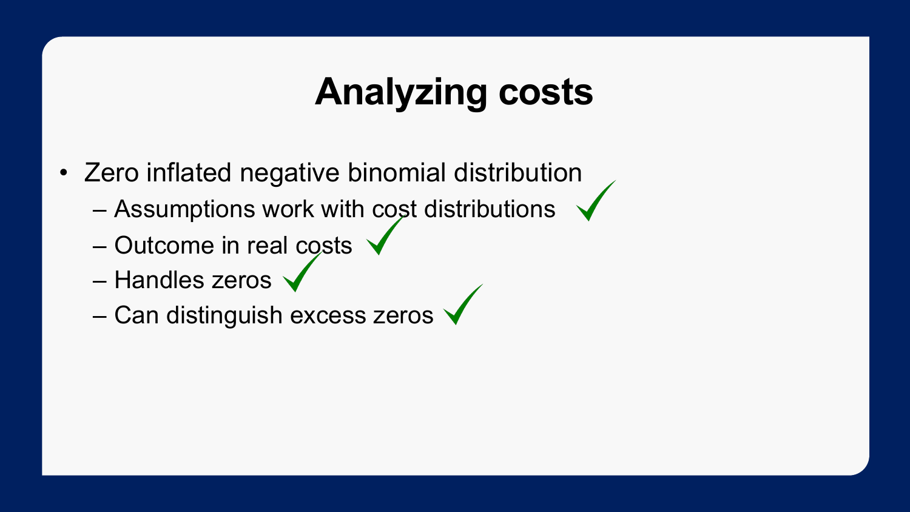# Analyzing costs

- Zero inflated negative binomial distribution
  - Assumptions work with cost distributions ✓
  - Outcome in real costs ✓
  - Handles zeros ✓
  - Can distinguish excess zeros ✓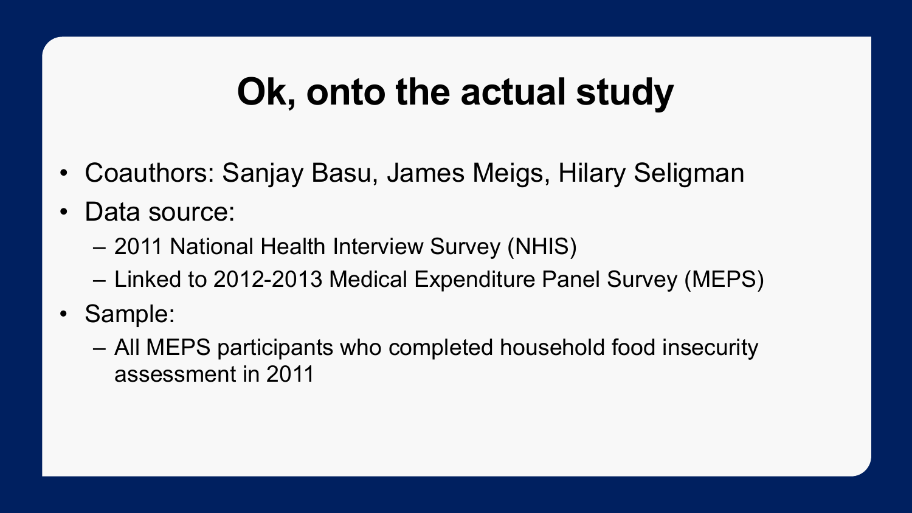# Ok, onto the actual study

- Coauthors: Sanjay Basu, James Meigs, Hilary Seligman
- Data source:
  - 2011 National Health Interview Survey (NHIS)
  - Linked to 2012-2013 Medical Expenditure Panel Survey (MEPS)
- Sample:
  - All MEPS participants who completed household food insecurity assessment in 2011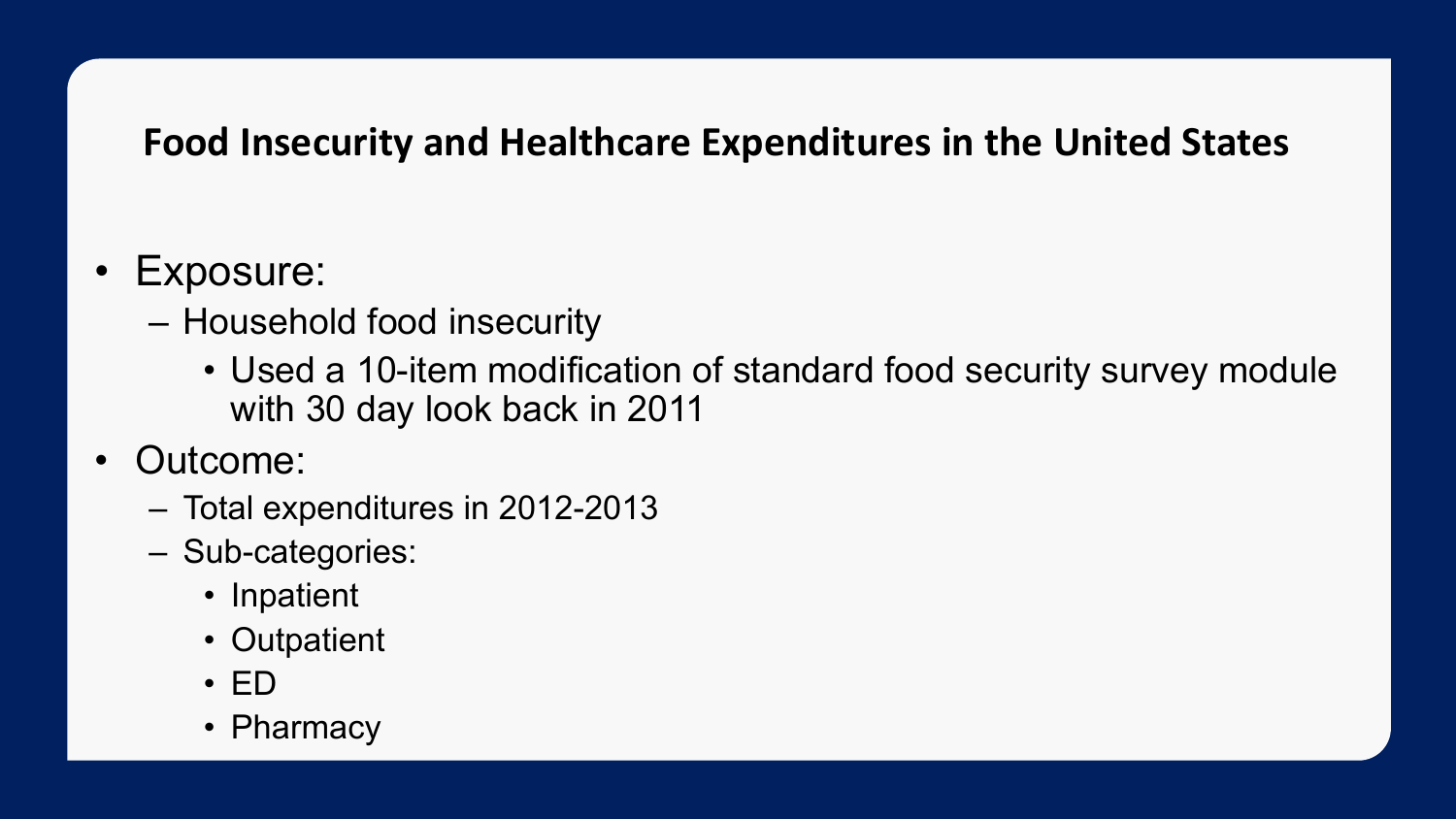## Food Insecurity and Healthcare Expenditures in the United States

- Exposure:
  - Household food insecurity
    - Used a 10-item modification of standard food security survey module with 30 day look back in 2011
- Outcome:
  - Total expenditures in 2012-2013
  - Sub-categories:
    - Inpatient
    - Outpatient
    - ED
    - Pharmacy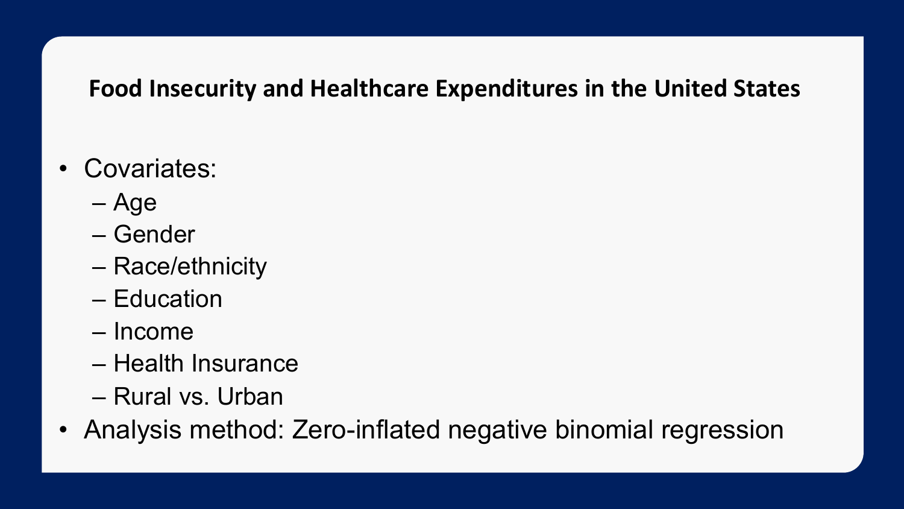## Food Insecurity and Healthcare Expenditures in the United States

- Covariates:
  - Age
  - Gender
  - Race/ethnicity
  - Education
  - Income
  - Health Insurance
  - Rural vs. Urban
- Analysis method: Zero-inflated negative binomial regression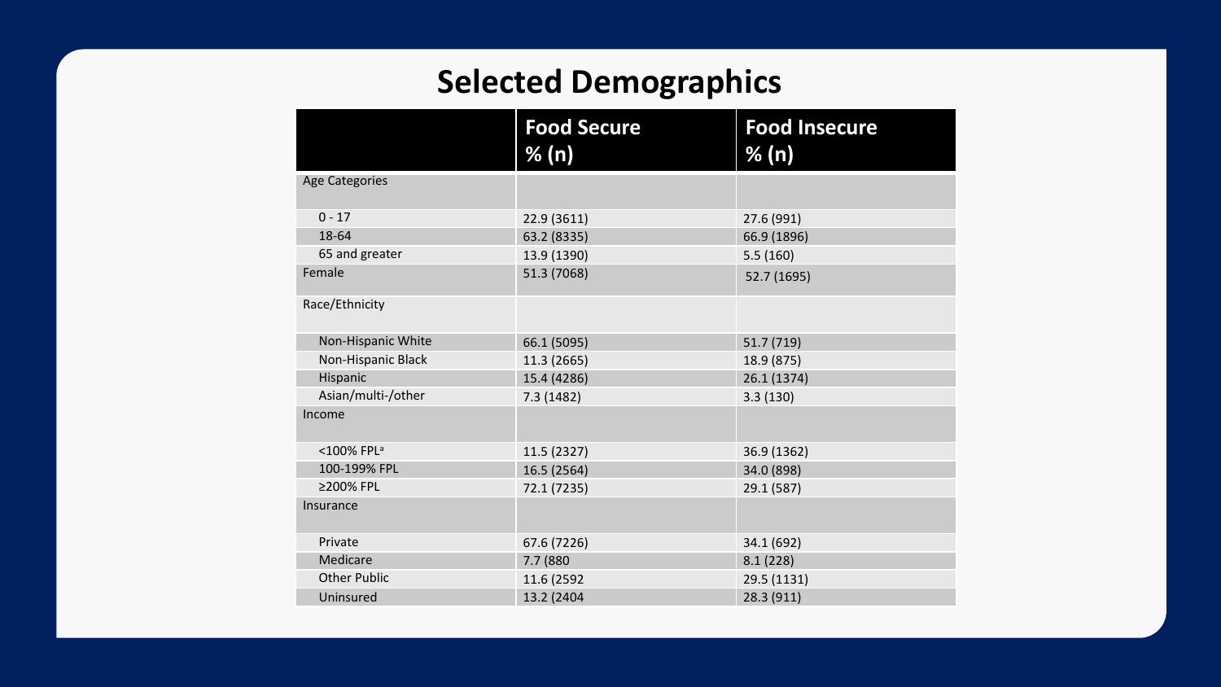# Selected Demographics

| | Food Secure % (n) | Food Insecure % (n) |
|---|---|---|
| Age Categories | | |
| 0 - 17 | 22.9 (3611) | 27.6 (991) |
| 18-64 | 63.2 (8335) | 66.9 (1896) |
| 65 and greater | 13.9 (1390) | 5.5 (160) |
| Female | 51.3 (7068) | 52.7 (1695) |
| Race/Ethnicity | | |
| Non-Hispanic White | 66.1 (5095) | 51.7 (719) |
| Non-Hispanic Black | 11.3 (2665) | 18.9 (875) |
| Hispanic | 15.4 (4286) | 26.1 (1374) |
| Asian/multi-/other | 7.3 (1482) | 3.3 (130) |
| Income | | |
| <100% FPL[a] | 11.5 (2327) | 36.9 (1362) |
| 100-199% FPL | 16.5 (2564) | 34.0 (898) |
| ≥200% FPL | 72.1 (7235) | 29.1 (587) |
| Insurance | | |
| Private | 67.6 (7226) | 34.1 (692) |
| Medicare | 7.7 (880 | 8.1 (228) |
| Other Public | 11.6 (2592 | 29.5 (1131) |
| Uninsured | 13.2 (2404 | 28.3 (911) |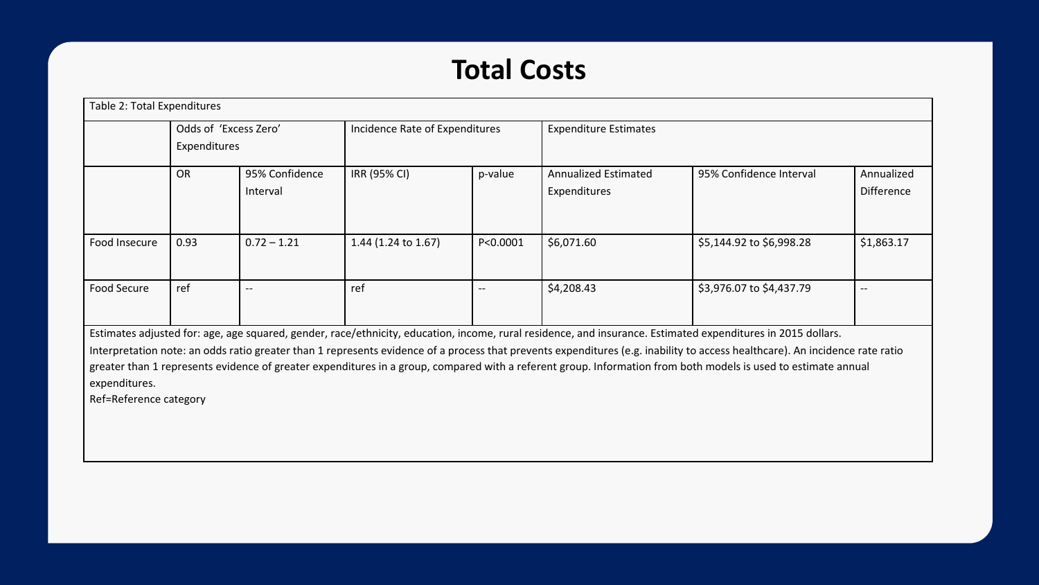# Total Costs

Table 2: Total Expenditures

| | Odds of 'Excess Zero' Expenditures | | Incidence Rate of Expenditures | | Expenditure Estimates | | |
|---|---|---|---|---|---|---|---|
| | OR | 95% Confidence Interval | IRR (95% CI) | p-value | Annualized Estimated Expenditures | 95% Confidence Interval | Annualized Difference |
| Food Insecure | 0.93 | 0.72 – 1.21 | 1.44 (1.24 to 1.67) | P<0.0001 | $6,071.60 | $5,144.92 to $6,998.28 | $1,863.17 |
| Food Secure | ref | -- | ref | -- | $4,208.43 | $3,976.07 to $4,437.79 | -- |

Estimates adjusted for: age, age squared, gender, race/ethnicity, education, income, rural residence, and insurance. Estimated expenditures in 2015 dollars.

Interpretation note: an odds ratio greater than 1 represents evidence of a process that prevents expenditures (e.g. inability to access healthcare). An incidence rate ratio greater than 1 represents evidence of greater expenditures in a group, compared with a referent group. Information from both models is used to estimate annual expenditures.

Ref=Reference category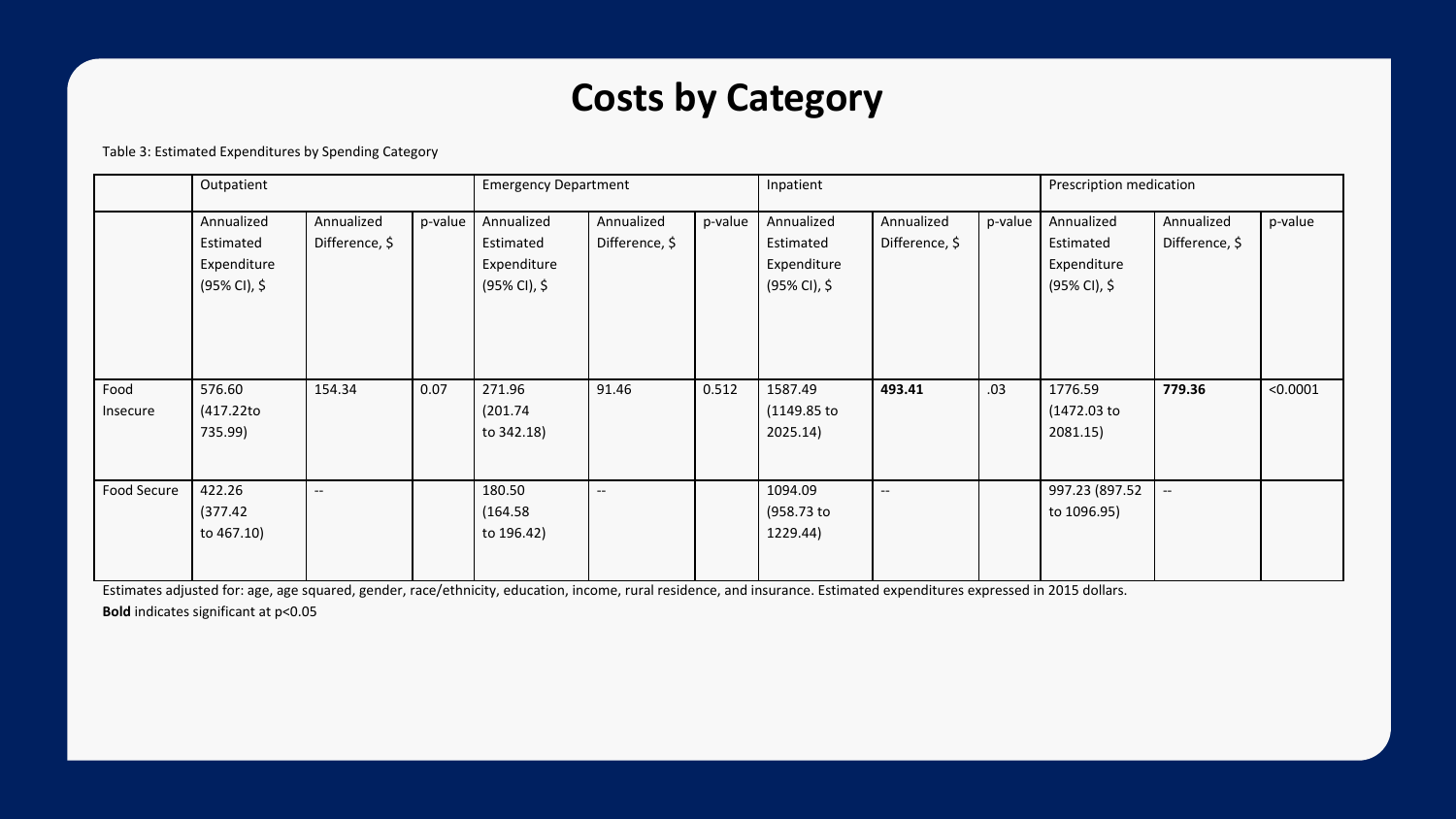# Costs by Category

Table 3: Estimated Expenditures by Spending Category

| | Outpatient | | | Emergency Department | | | Inpatient | | | Prescription medication | | |
|---|---|---|---|---|---|---|---|---|---|---|---|---|
| | Annualized Estimated Expenditure (95% CI), $ | Annualized Difference, $ | p-value | Annualized Estimated Expenditure (95% CI), $ | Annualized Difference, $ | p-value | Annualized Estimated Expenditure (95% CI), $ | Annualized Difference, $ | p-value | Annualized Estimated Expenditure (95% CI), $ | Annualized Difference, $ | p-value |
| Food Insecure | 576.60 (417.22to 735.99) | 154.34 | 0.07 | 271.96 (201.74 to 342.18) | 91.46 | 0.512 | 1587.49 (1149.85 to 2025.14) | **493.41** | .03 | 1776.59 (1472.03 to 2081.15) | **779.36** | <0.0001 |
| Food Secure | 422.26 (377.42 to 467.10) | -- | | 180.50 (164.58 to 196.42) | -- | | 1094.09 (958.73 to 1229.44) | -- | | 997.23 (897.52 to 1096.95) | -- | |

Estimates adjusted for: age, age squared, gender, race/ethnicity, education, income, rural residence, and insurance. Estimated expenditures expressed in 2015 dollars.

**Bold** indicates significant at p<0.05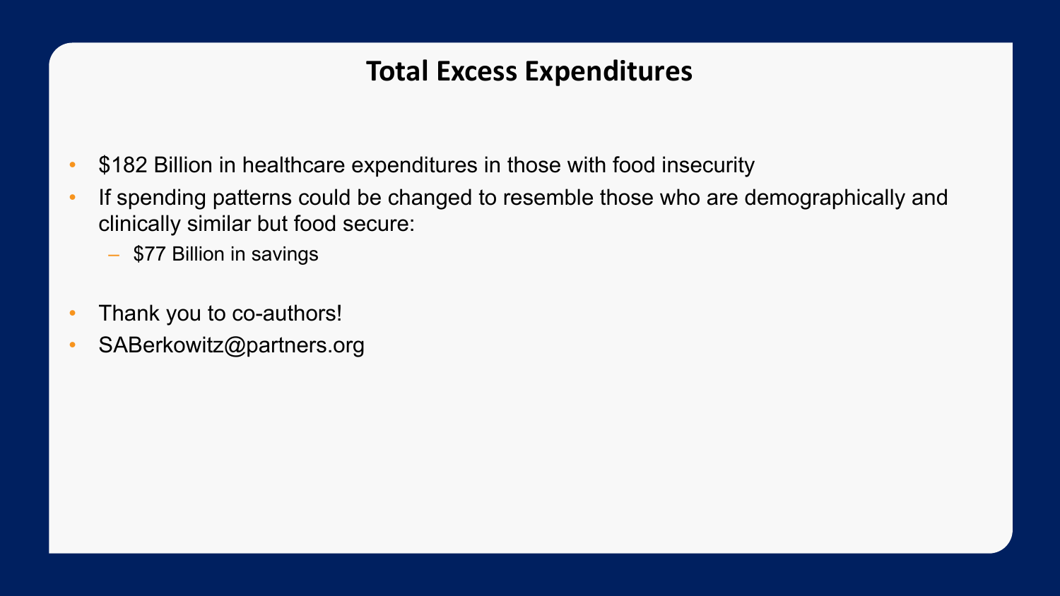# Total Excess Expenditures

- $182 Billion in healthcare expenditures in those with food insecurity
- If spending patterns could be changed to resemble those who are demographically and clinically similar but food secure:
  - $77 Billion in savings

- Thank you to co-authors!
- SABerkowitz@partners.org